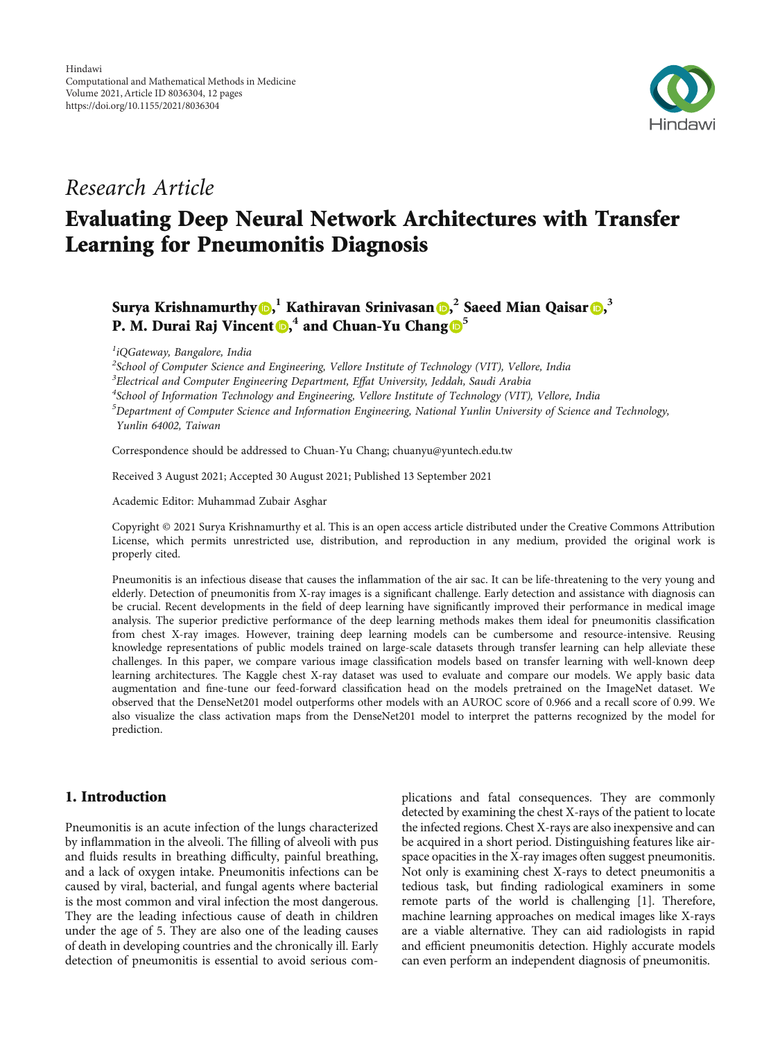Hindawi
Computational and Mathematical Methods in Medicine
Volume 2021, Article ID 8036304, 12 pages
https://doi.org/10.1155/2021/8036304

*Research Article*

# Evaluating Deep Neural Network Architectures with Transfer Learning for Pneumonitis Diagnosis

**Surya Krishnamurthy**,[1] **Kathiravan Srinivasan**,[2] **Saeed Mian Qaisar**,[3] **P. M. Durai Raj Vincent**,[4] **and Chuan-Yu Chang**[5]

[1]*iQGateway, Bangalore, India*
[2]*School of Computer Science and Engineering, Vellore Institute of Technology (VIT), Vellore, India*
[3]*Electrical and Computer Engineering Department, Effat University, Jeddah, Saudi Arabia*
[4]*School of Information Technology and Engineering, Vellore Institute of Technology (VIT), Vellore, India*
[5]*Department of Computer Science and Information Engineering, National Yunlin University of Science and Technology, Yunlin 64002, Taiwan*

Correspondence should be addressed to Chuan-Yu Chang; chuanyu@yuntech.edu.tw

Received 3 August 2021; Accepted 30 August 2021; Published 13 September 2021

Academic Editor: Muhammad Zubair Asghar

Copyright © 2021 Surya Krishnamurthy et al. This is an open access article distributed under the Creative Commons Attribution License, which permits unrestricted use, distribution, and reproduction in any medium, provided the original work is properly cited.

Pneumonitis is an infectious disease that causes the inflammation of the air sac. It can be life-threatening to the very young and elderly. Detection of pneumonitis from X-ray images is a significant challenge. Early detection and assistance with diagnosis can be crucial. Recent developments in the field of deep learning have significantly improved their performance in medical image analysis. The superior predictive performance of the deep learning methods makes them ideal for pneumonitis classification from chest X-ray images. However, training deep learning models can be cumbersome and resource-intensive. Reusing knowledge representations of public models trained on large-scale datasets through transfer learning can help alleviate these challenges. In this paper, we compare various image classification models based on transfer learning with well-known deep learning architectures. The Kaggle chest X-ray dataset was used to evaluate and compare our models. We apply basic data augmentation and fine-tune our feed-forward classification head on the models pretrained on the ImageNet dataset. We observed that the DenseNet201 model outperforms other models with an AUROC score of 0.966 and a recall score of 0.99. We also visualize the class activation maps from the DenseNet201 model to interpret the patterns recognized by the model for prediction.

## 1. Introduction

Pneumonitis is an acute infection of the lungs characterized by inflammation in the alveoli. The filling of alveoli with pus and fluids results in breathing difficulty, painful breathing, and a lack of oxygen intake. Pneumonitis infections can be caused by viral, bacterial, and fungal agents where bacterial is the most common and viral infection the most dangerous. They are the leading infectious cause of death in children under the age of 5. They are also one of the leading causes of death in developing countries and the chronically ill. Early detection of pneumonitis is essential to avoid serious complications and fatal consequences. They are commonly detected by examining the chest X-rays of the patient to locate the infected regions. Chest X-rays are also inexpensive and can be acquired in a short period. Distinguishing features like air-space opacities in the X-ray images often suggest pneumonitis. Not only is examining chest X-rays to detect pneumonitis a tedious task, but finding radiological examiners in some remote parts of the world is challenging [1]. Therefore, machine learning approaches on medical images like X-rays are a viable alternative. They can aid radiologists in rapid and efficient pneumonitis detection. Highly accurate models can even perform an independent diagnosis of pneumonitis.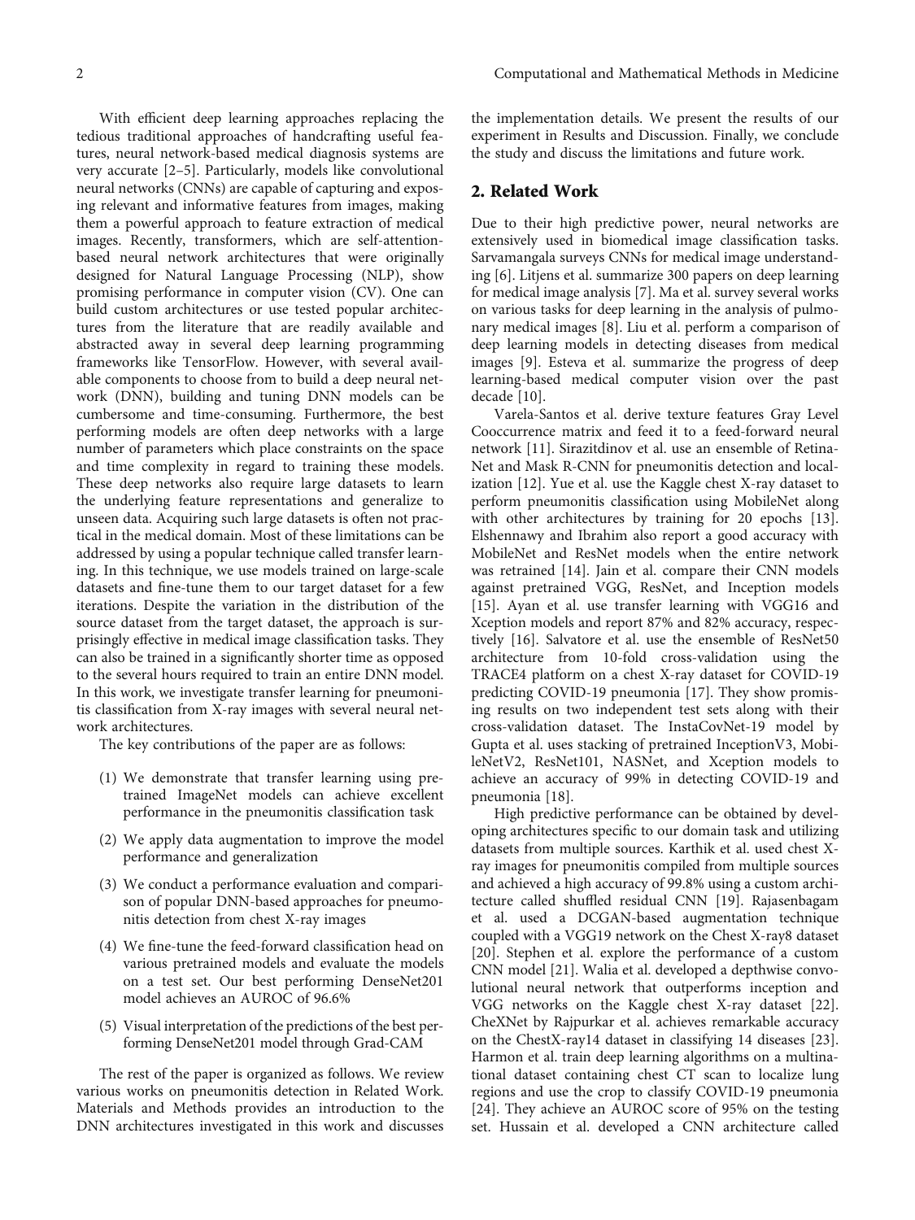With efficient deep learning approaches replacing the tedious traditional approaches of handcrafting useful features, neural network-based medical diagnosis systems are very accurate [2–5]. Particularly, models like convolutional neural networks (CNNs) are capable of capturing and exposing relevant and informative features from images, making them a powerful approach to feature extraction of medical images. Recently, transformers, which are self-attention-based neural network architectures that were originally designed for Natural Language Processing (NLP), show promising performance in computer vision (CV). One can build custom architectures or use tested popular architectures from the literature that are readily available and abstracted away in several deep learning programming frameworks like TensorFlow. However, with several available components to choose from to build a deep neural network (DNN), building and tuning DNN models can be cumbersome and time-consuming. Furthermore, the best performing models are often deep networks with a large number of parameters which place constraints on the space and time complexity in regard to training these models. These deep networks also require large datasets to learn the underlying feature representations and generalize to unseen data. Acquiring such large datasets is often not practical in the medical domain. Most of these limitations can be addressed by using a popular technique called transfer learning. In this technique, we use models trained on large-scale datasets and fine-tune them to our target dataset for a few iterations. Despite the variation in the distribution of the source dataset from the target dataset, the approach is surprisingly effective in medical image classification tasks. They can also be trained in a significantly shorter time as opposed to the several hours required to train an entire DNN model. In this work, we investigate transfer learning for pneumonitis classification from X-ray images with several neural network architectures.

The key contributions of the paper are as follows:

(1) We demonstrate that transfer learning using pretrained ImageNet models can achieve excellent performance in the pneumonitis classification task

(2) We apply data augmentation to improve the model performance and generalization

(3) We conduct a performance evaluation and comparison of popular DNN-based approaches for pneumonitis detection from chest X-ray images

(4) We fine-tune the feed-forward classification head on various pretrained models and evaluate the models on a test set. Our best performing DenseNet201 model achieves an AUROC of 96.6%

(5) Visual interpretation of the predictions of the best performing DenseNet201 model through Grad-CAM

The rest of the paper is organized as follows. We review various works on pneumonitis detection in Related Work. Materials and Methods provides an introduction to the DNN architectures investigated in this work and discusses the implementation details. We present the results of our experiment in Results and Discussion. Finally, we conclude the study and discuss the limitations and future work.

## 2. Related Work

Due to their high predictive power, neural networks are extensively used in biomedical image classification tasks. Sarvamangala surveys CNNs for medical image understanding [6]. Litjens et al. summarize 300 papers on deep learning for medical image analysis [7]. Ma et al. survey several works on various tasks for deep learning in the analysis of pulmonary medical images [8]. Liu et al. perform a comparison of deep learning models in detecting diseases from medical images [9]. Esteva et al. summarize the progress of deep learning-based medical computer vision over the past decade [10].

Varela-Santos et al. derive texture features Gray Level Cooccurrence matrix and feed it to a feed-forward neural network [11]. Sirazitdinov et al. use an ensemble of RetinaNet and Mask R-CNN for pneumonitis detection and localization [12]. Yue et al. use the Kaggle chest X-ray dataset to perform pneumonitis classification using MobileNet along with other architectures by training for 20 epochs [13]. Elshennawy and Ibrahim also report a good accuracy with MobileNet and ResNet models when the entire network was retrained [14]. Jain et al. compare their CNN models against pretrained VGG, ResNet, and Inception models [15]. Ayan et al. use transfer learning with VGG16 and Xception models and report 87% and 82% accuracy, respectively [16]. Salvatore et al. use the ensemble of ResNet50 architecture from 10-fold cross-validation using the TRACE4 platform on a chest X-ray dataset for COVID-19 predicting COVID-19 pneumonia [17]. They show promising results on two independent test sets along with their cross-validation dataset. The InstaCovNet-19 model by Gupta et al. uses stacking of pretrained InceptionV3, MobileNetV2, ResNet101, NASNet, and Xception models to achieve an accuracy of 99% in detecting COVID-19 and pneumonia [18].

High predictive performance can be obtained by developing architectures specific to our domain task and utilizing datasets from multiple sources. Karthik et al. used chest X-ray images for pneumonitis compiled from multiple sources and achieved a high accuracy of 99.8% using a custom architecture called shuffled residual CNN [19]. Rajasenbagam et al. used a DCGAN-based augmentation technique coupled with a VGG19 network on the Chest X-ray8 dataset [20]. Stephen et al. explore the performance of a custom CNN model [21]. Walia et al. developed a depthwise convolutional neural network that outperforms inception and VGG networks on the Kaggle chest X-ray dataset [22]. CheXNet by Rajpurkar et al. achieves remarkable accuracy on the ChestX-ray14 dataset in classifying 14 diseases [23]. Harmon et al. train deep learning algorithms on a multinational dataset containing chest CT scan to localize lung regions and use the crop to classify COVID-19 pneumonia [24]. They achieve an AUROC score of 95% on the testing set. Hussain et al. developed a CNN architecture called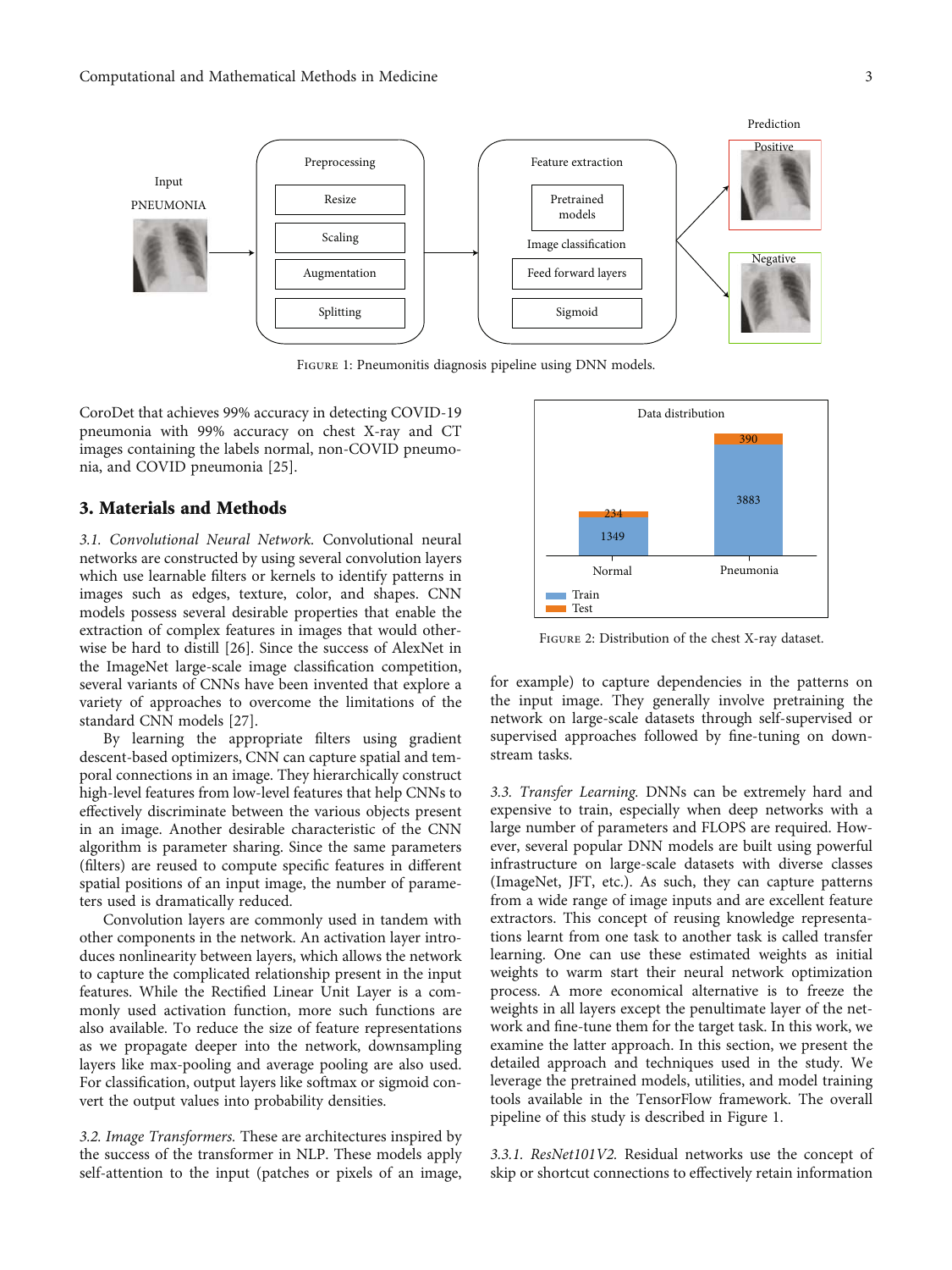Figure 1: Pneumonitis diagnosis pipeline using DNN models.

CoroDet that achieves 99% accuracy in detecting COVID-19 pneumonia with 99% accuracy on chest X-ray and CT images containing the labels normal, non-COVID pneumonia, and COVID pneumonia [25].

## 3. Materials and Methods

*3.1. Convolutional Neural Network.* Convolutional neural networks are constructed by using several convolution layers which use learnable filters or kernels to identify patterns in images such as edges, texture, color, and shapes. CNN models possess several desirable properties that enable the extraction of complex features in images that would otherwise be hard to distill [26]. Since the success of AlexNet in the ImageNet large-scale image classification competition, several variants of CNNs have been invented that explore a variety of approaches to overcome the limitations of the standard CNN models [27].

By learning the appropriate filters using gradient descent-based optimizers, CNN can capture spatial and temporal connections in an image. They hierarchically construct high-level features from low-level features that help CNNs to effectively discriminate between the various objects present in an image. Another desirable characteristic of the CNN algorithm is parameter sharing. Since the same parameters (filters) are reused to compute specific features in different spatial positions of an input image, the number of parameters used is dramatically reduced.

Convolution layers are commonly used in tandem with other components in the network. An activation layer introduces nonlinearity between layers, which allows the network to capture the complicated relationship present in the input features. While the Rectified Linear Unit Layer is a commonly used activation function, more such functions are also available. To reduce the size of feature representations as we propagate deeper into the network, downsampling layers like max-pooling and average pooling are also used. For classification, output layers like softmax or sigmoid convert the output values into probability densities.

*3.2. Image Transformers.* These are architectures inspired by the success of the transformer in NLP. These models apply self-attention to the input (patches or pixels of an image, for example) to capture dependencies in the patterns on the input image. They generally involve pretraining the network on large-scale datasets through self-supervised or supervised approaches followed by fine-tuning on downstream tasks.

Figure 2: Distribution of the chest X-ray dataset.

*3.3. Transfer Learning.* DNNs can be extremely hard and expensive to train, especially when deep networks with a large number of parameters and FLOPS are required. However, several popular DNN models are built using powerful infrastructure on large-scale datasets with diverse classes (ImageNet, JFT, etc.). As such, they can capture patterns from a wide range of image inputs and are excellent feature extractors. This concept of reusing knowledge representations learnt from one task to another task is called transfer learning. One can use these estimated weights as initial weights to warm start their neural network optimization process. A more economical alternative is to freeze the weights in all layers except the penultimate layer of the network and fine-tune them for the target task. In this work, we examine the latter approach. In this section, we present the detailed approach and techniques used in the study. We leverage the pretrained models, utilities, and model training tools available in the TensorFlow framework. The overall pipeline of this study is described in Figure 1.

*3.3.1. ResNet101V2.* Residual networks use the concept of skip or shortcut connections to effectively retain information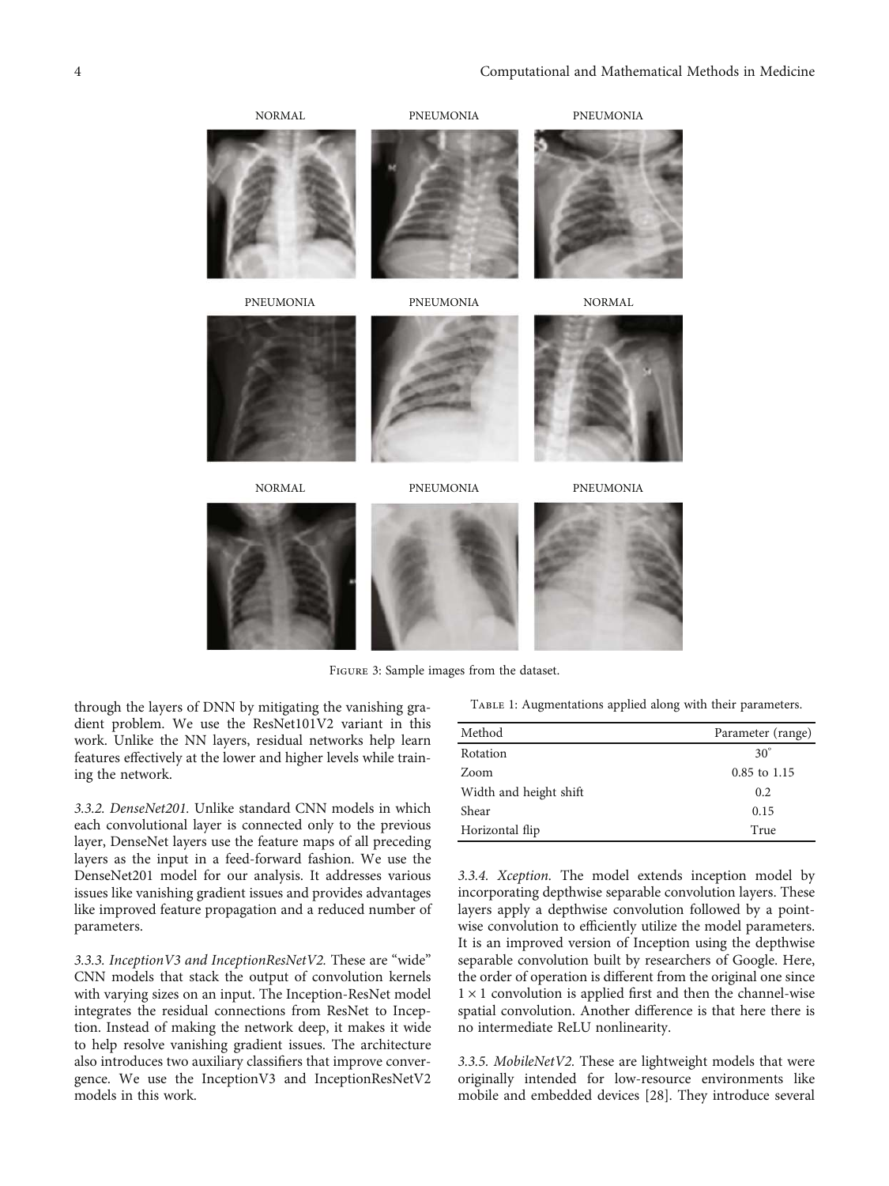FIGURE 3: Sample images from the dataset.

through the layers of DNN by mitigating the vanishing gradient problem. We use the ResNet101V2 variant in this work. Unlike the NN layers, residual networks help learn features effectively at the lower and higher levels while training the network.

*3.3.2. DenseNet201.* Unlike standard CNN models in which each convolutional layer is connected only to the previous layer, DenseNet layers use the feature maps of all preceding layers as the input in a feed-forward fashion. We use the DenseNet201 model for our analysis. It addresses various issues like vanishing gradient issues and provides advantages like improved feature propagation and a reduced number of parameters.

*3.3.3. InceptionV3 and InceptionResNetV2.* These are "wide" CNN models that stack the output of convolution kernels with varying sizes on an input. The Inception-ResNet model integrates the residual connections from ResNet to Inception. Instead of making the network deep, it makes it wide to help resolve vanishing gradient issues. The architecture also introduces two auxiliary classifiers that improve convergence. We use the InceptionV3 and InceptionResNetV2 models in this work.

TABLE 1: Augmentations applied along with their parameters.

| Method | Parameter (range) |
|---|---|
| Rotation | $30^{\circ}$ |
| Zoom | 0.85 to 1.15 |
| Width and height shift | 0.2 |
| Shear | 0.15 |
| Horizontal flip | True |

*3.3.4. Xception.* The model extends inception model by incorporating depthwise separable convolution layers. These layers apply a depthwise convolution followed by a pointwise convolution to efficiently utilize the model parameters. It is an improved version of Inception using the depthwise separable convolution built by researchers of Google. Here, the order of operation is different from the original one since $1 \times 1$ convolution is applied first and then the channel-wise spatial convolution. Another difference is that here there is no intermediate ReLU nonlinearity.

*3.3.5. MobileNetV2.* These are lightweight models that were originally intended for low-resource environments like mobile and embedded devices [28]. They introduce several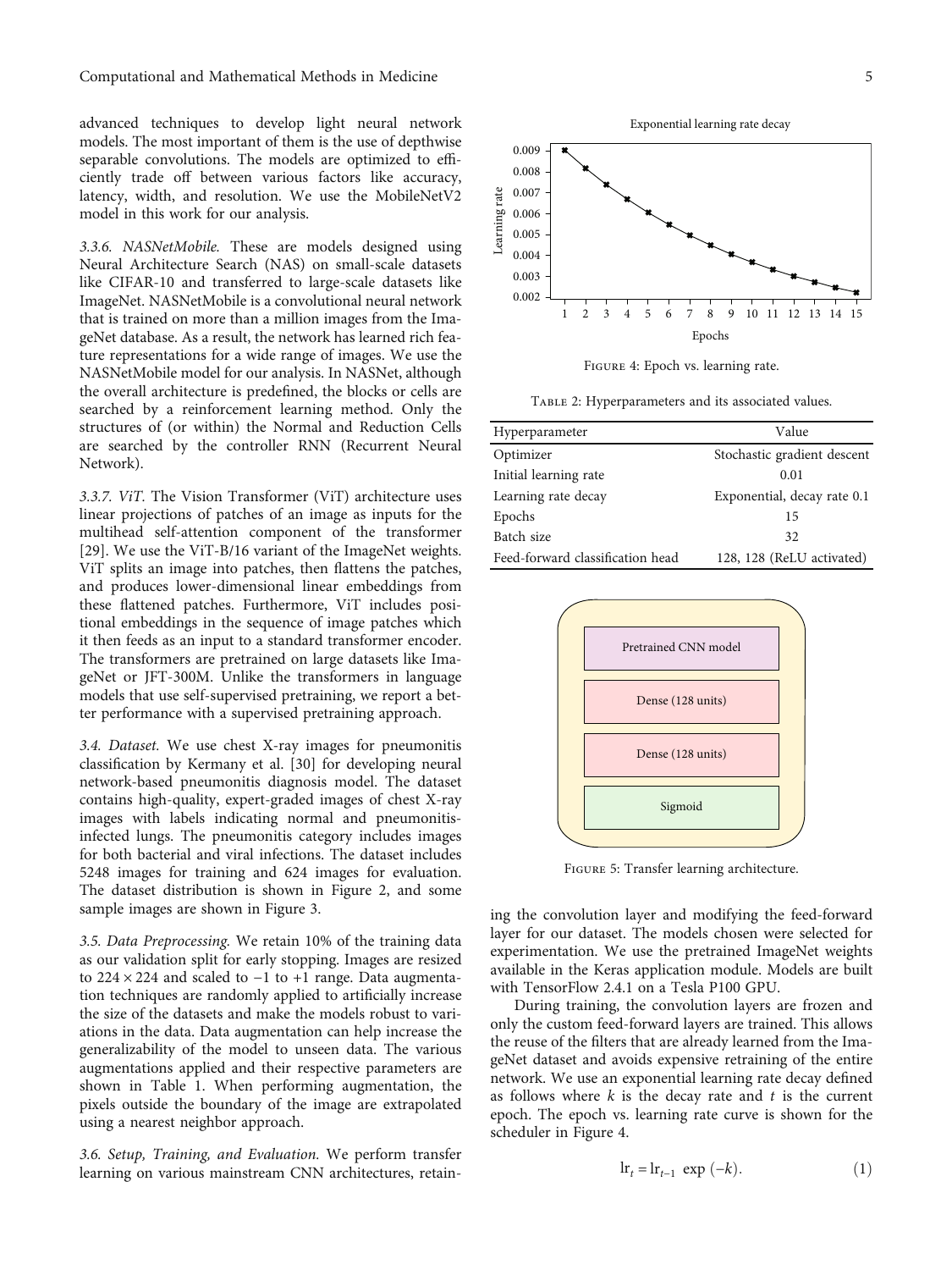advanced techniques to develop light neural network models. The most important of them is the use of depthwise separable convolutions. The models are optimized to efficiently trade off between various factors like accuracy, latency, width, and resolution. We use the MobileNetV2 model in this work for our analysis.

*3.3.6. NASNetMobile.* These are models designed using Neural Architecture Search (NAS) on small-scale datasets like CIFAR-10 and transferred to large-scale datasets like ImageNet. NASNetMobile is a convolutional neural network that is trained on more than a million images from the ImageNet database. As a result, the network has learned rich feature representations for a wide range of images. We use the NASNetMobile model for our analysis. In NASNet, although the overall architecture is predefined, the blocks or cells are searched by a reinforcement learning method. Only the structures of (or within) the Normal and Reduction Cells are searched by the controller RNN (Recurrent Neural Network).

*3.3.7. ViT.* The Vision Transformer (ViT) architecture uses linear projections of patches of an image as inputs for the multihead self-attention component of the transformer [29]. We use the ViT-B/16 variant of the ImageNet weights. ViT splits an image into patches, then flattens the patches, and produces lower-dimensional linear embeddings from these flattened patches. Furthermore, ViT includes positional embeddings in the sequence of image patches which it then feeds as an input to a standard transformer encoder. The transformers are pretrained on large datasets like ImageNet or JFT-300M. Unlike the transformers in language models that use self-supervised pretraining, we report a better performance with a supervised pretraining approach.

*3.4. Dataset.* We use chest X-ray images for pneumonitis classification by Kermany et al. [30] for developing neural network-based pneumonitis diagnosis model. The dataset contains high-quality, expert-graded images of chest X-ray images with labels indicating normal and pneumonitis-infected lungs. The pneumonitis category includes images for both bacterial and viral infections. The dataset includes 5248 images for training and 624 images for evaluation. The dataset distribution is shown in Figure 2, and some sample images are shown in Figure 3.

*3.5. Data Preprocessing.* We retain 10% of the training data as our validation split for early stopping. Images are resized to $224 \times 224$ and scaled to $-1$ to $+1$ range. Data augmentation techniques are randomly applied to artificially increase the size of the datasets and make the models robust to variations in the data. Data augmentation can help increase the generalizability of the model to unseen data. The various augmentations applied and their respective parameters are shown in Table 1. When performing augmentation, the pixels outside the boundary of the image are extrapolated using a nearest neighbor approach.

*3.6. Setup, Training, and Evaluation.* We perform transfer learning on various mainstream CNN architectures, retaining the convolution layer and modifying the feed-forward layer for our dataset. The models chosen were selected for experimentation. We use the pretrained ImageNet weights available in the Keras application module. Models are built with TensorFlow 2.4.1 on a Tesla P100 GPU.

During training, the convolution layers are frozen and only the custom feed-forward layers are trained. This allows the reuse of the filters that are already learned from the ImageNet dataset and avoids expensive retraining of the entire network. We use an exponential learning rate decay defined as follows where $k$ is the decay rate and $t$ is the current epoch. The epoch vs. learning rate curve is shown for the scheduler in Figure 4.

$$\text{lr}_t = \text{lr}_{t-1} \exp(-k). \tag{1}$$

Figure 4: Epoch vs. learning rate.

Table 2: Hyperparameters and its associated values.

| Hyperparameter | Value |
|---|---|
| Optimizer | Stochastic gradient descent |
| Initial learning rate | 0.01 |
| Learning rate decay | Exponential, decay rate 0.1 |
| Epochs | 15 |
| Batch size | 32 |
| Feed-forward classification head | 128, 128 (ReLU activated) |

Figure 5: Transfer learning architecture.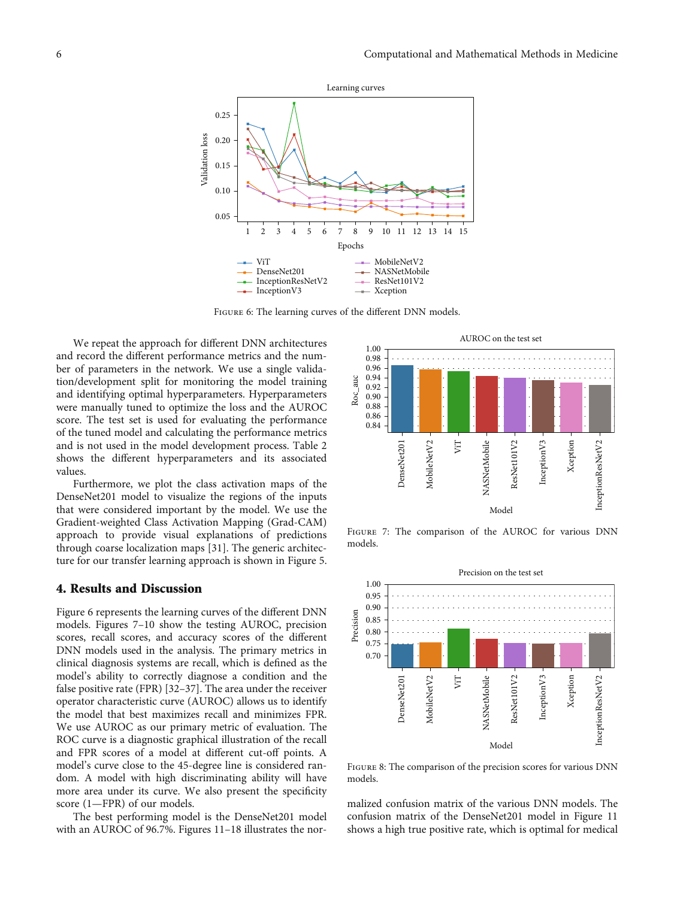Figure 6: The learning curves of the different DNN models.

We repeat the approach for different DNN architectures and record the different performance metrics and the number of parameters in the network. We use a single validation/development split for monitoring the model training and identifying optimal hyperparameters. Hyperparameters were manually tuned to optimize the loss and the AUROC score. The test set is used for evaluating the performance of the tuned model and calculating the performance metrics and is not used in the model development process. Table 2 shows the different hyperparameters and its associated values.

Furthermore, we plot the class activation maps of the DenseNet201 model to visualize the regions of the inputs that were considered important by the model. We use the Gradient-weighted Class Activation Mapping (Grad-CAM) approach to provide visual explanations of predictions through coarse localization maps [31]. The generic architecture for our transfer learning approach is shown in Figure 5.

## 4. Results and Discussion

Figure 6 represents the learning curves of the different DNN models. Figures 7–10 show the testing AUROC, precision scores, recall scores, and accuracy scores of the different DNN models used in the analysis. The primary metrics in clinical diagnosis systems are recall, which is defined as the model's ability to correctly diagnose a condition and the false positive rate (FPR) [32–37]. The area under the receiver operator characteristic curve (AUROC) allows us to identify the model that best maximizes recall and minimizes FPR. We use AUROC as our primary metric of evaluation. The ROC curve is a diagnostic graphical illustration of the recall and FPR scores of a model at different cut-off points. A model's curve close to the 45-degree line is considered random. A model with high discriminating ability will have more area under its curve. We also present the specificity score (1—FPR) of our models.

The best performing model is the DenseNet201 model with an AUROC of 96.7%. Figures 11–18 illustrates the normalized confusion matrix of the various DNN models. The confusion matrix of the DenseNet201 model in Figure 11 shows a high true positive rate, which is optimal for medical

Figure 7: The comparison of the AUROC for various DNN models.

Figure 8: The comparison of the precision scores for various DNN models.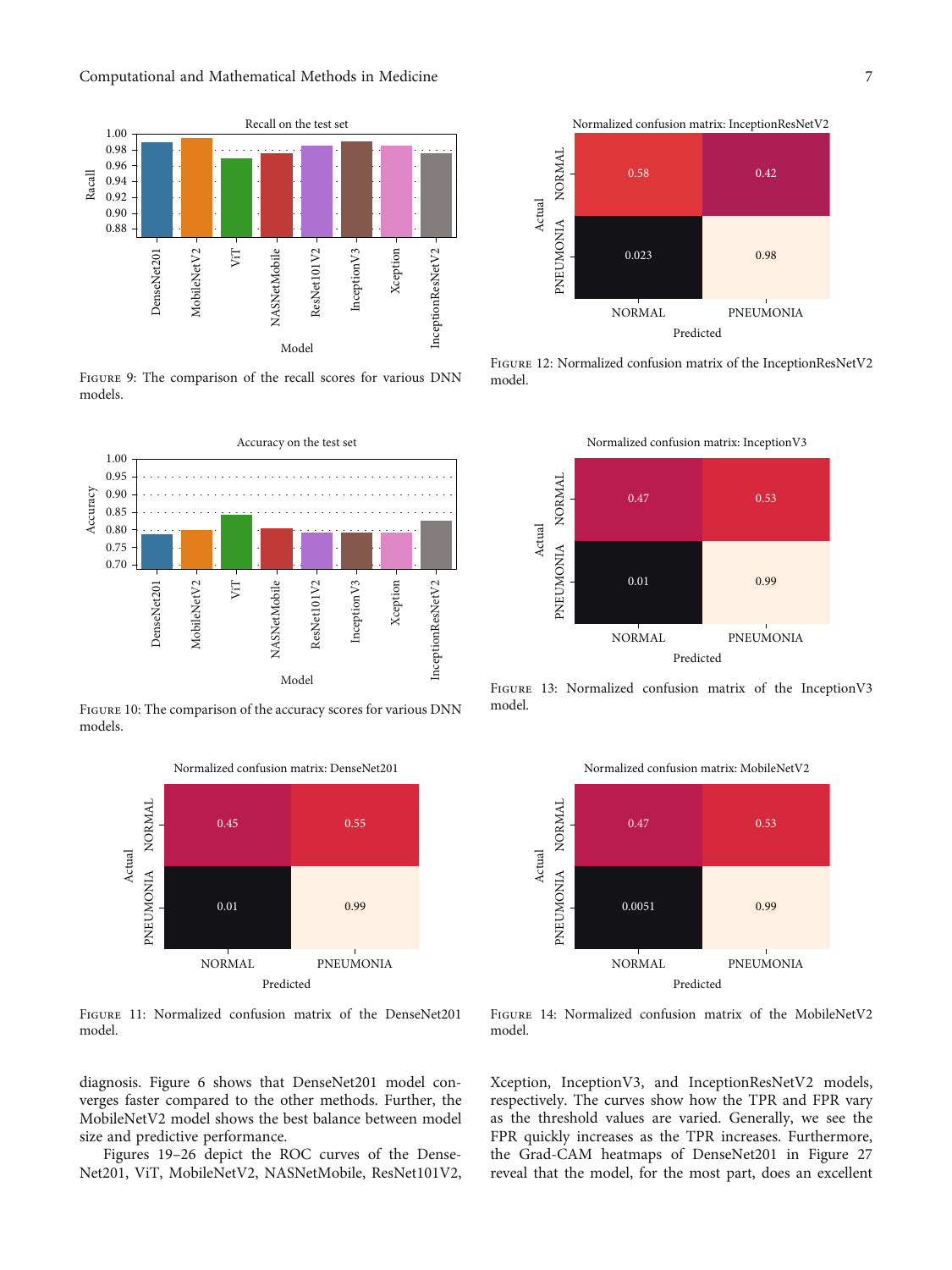Figure 9: The comparison of the recall scores for various DNN models.

Figure 10: The comparison of the accuracy scores for various DNN models.

Figure 11: Normalized confusion matrix of the DenseNet201 model.

Figure 12: Normalized confusion matrix of the InceptionResNetV2 model.

Figure 13: Normalized confusion matrix of the InceptionV3 model.

Figure 14: Normalized confusion matrix of the MobileNetV2 model.

diagnosis. Figure 6 shows that DenseNet201 model converges faster compared to the other methods. Further, the MobileNetV2 model shows the best balance between model size and predictive performance.

Figures 19–26 depict the ROC curves of the DenseNet201, ViT, MobileNetV2, NASNetMobile, ResNet101V2, Xception, InceptionV3, and InceptionResNetV2 models, respectively. The curves show how the TPR and FPR vary as the threshold values are varied. Generally, we see the FPR quickly increases as the TPR increases. Furthermore, the Grad-CAM heatmaps of DenseNet201 in Figure 27 reveal that the model, for the most part, does an excellent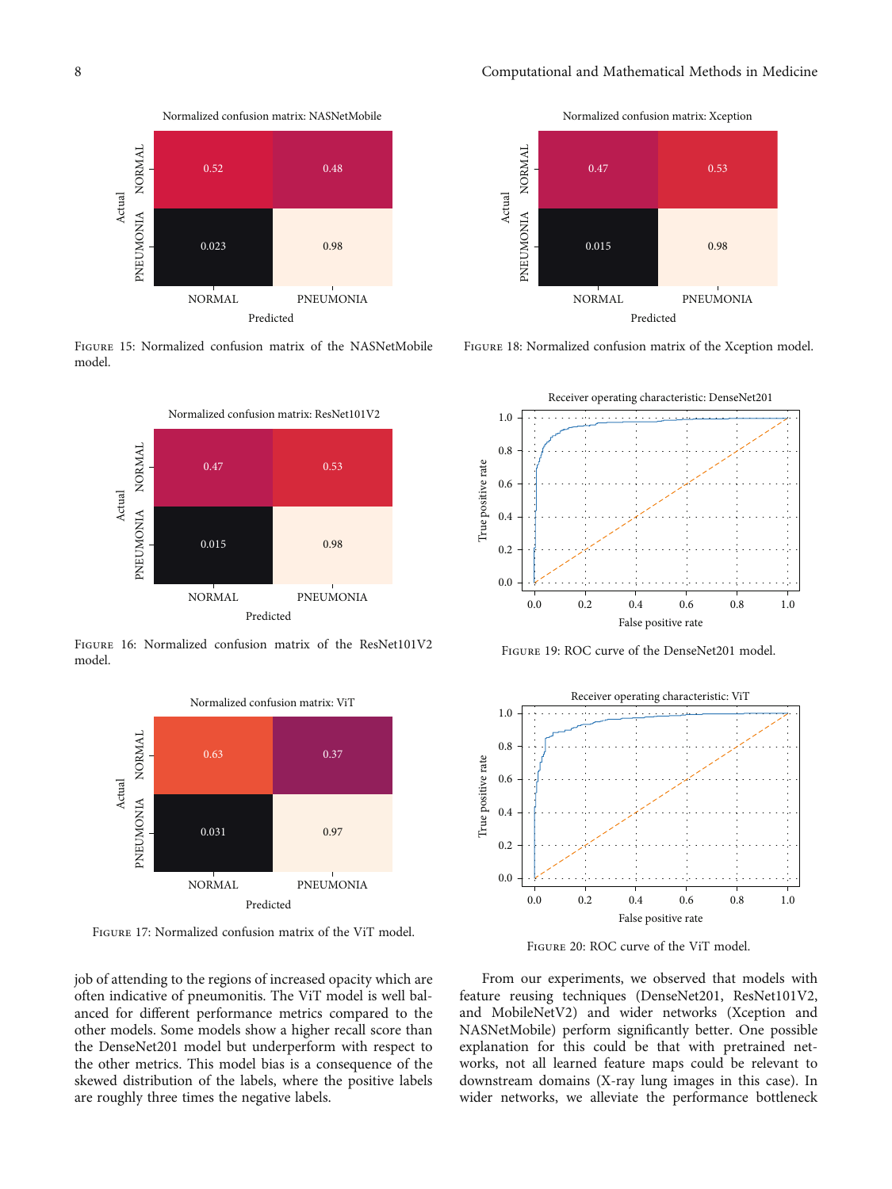Figure 15: Normalized confusion matrix of the NASNetMobile model.

Figure 16: Normalized confusion matrix of the ResNet101V2 model.

Figure 17: Normalized confusion matrix of the ViT model.

Figure 18: Normalized confusion matrix of the Xception model.

Figure 19: ROC curve of the DenseNet201 model.

Figure 20: ROC curve of the ViT model.

job of attending to the regions of increased opacity which are often indicative of pneumonitis. The ViT model is well balanced for different performance metrics compared to the other models. Some models show a higher recall score than the DenseNet201 model but underperform with respect to the other metrics. This model bias is a consequence of the skewed distribution of the labels, where the positive labels are roughly three times the negative labels.

From our experiments, we observed that models with feature reusing techniques (DenseNet201, ResNet101V2, and MobileNetV2) and wider networks (Xception and NASNetMobile) perform significantly better. One possible explanation for this could be that with pretrained networks, not all learned feature maps could be relevant to downstream domains (X-ray lung images in this case). In wider networks, we alleviate the performance bottleneck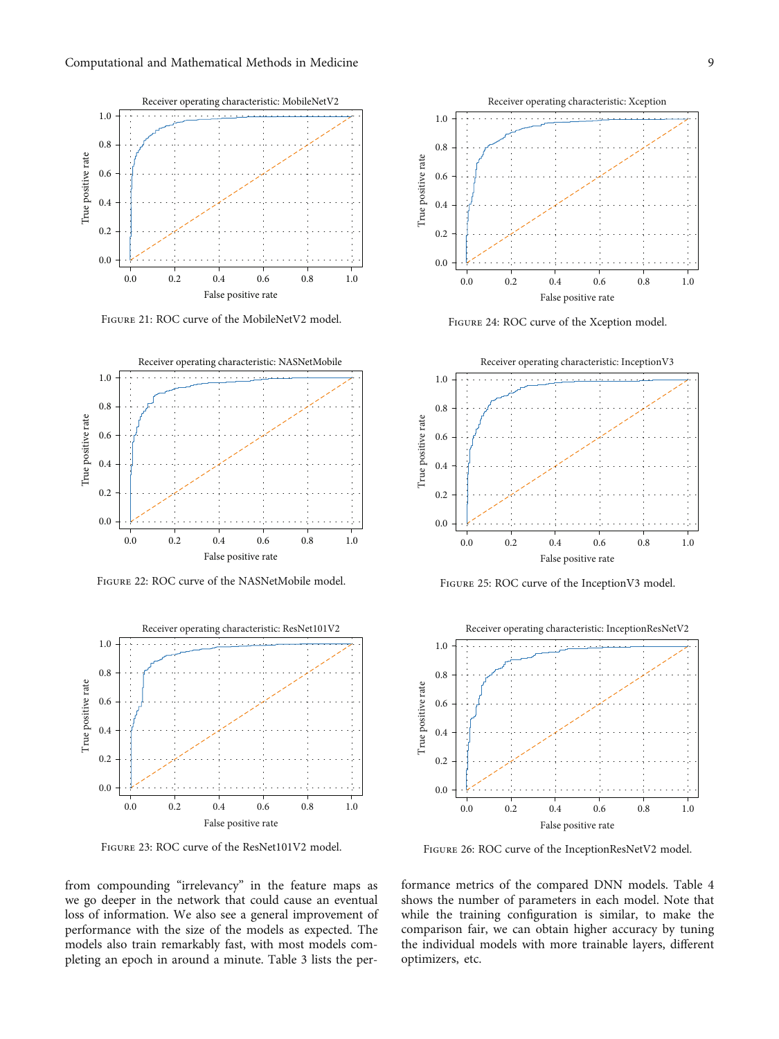Figure 21: ROC curve of the MobileNetV2 model.

Figure 24: ROC curve of the Xception model.

Figure 22: ROC curve of the NASNetMobile model.

Figure 25: ROC curve of the InceptionV3 model.

Figure 23: ROC curve of the ResNet101V2 model.

Figure 26: ROC curve of the InceptionResNetV2 model.

from compounding "irrelevancy" in the feature maps as we go deeper in the network that could cause an eventual loss of information. We also see a general improvement of performance with the size of the models as expected. The models also train remarkably fast, with most models completing an epoch in around a minute. Table 3 lists the performance metrics of the compared DNN models. Table 4 shows the number of parameters in each model. Note that while the training configuration is similar, to make the comparison fair, we can obtain higher accuracy by tuning the individual models with more trainable layers, different optimizers, etc.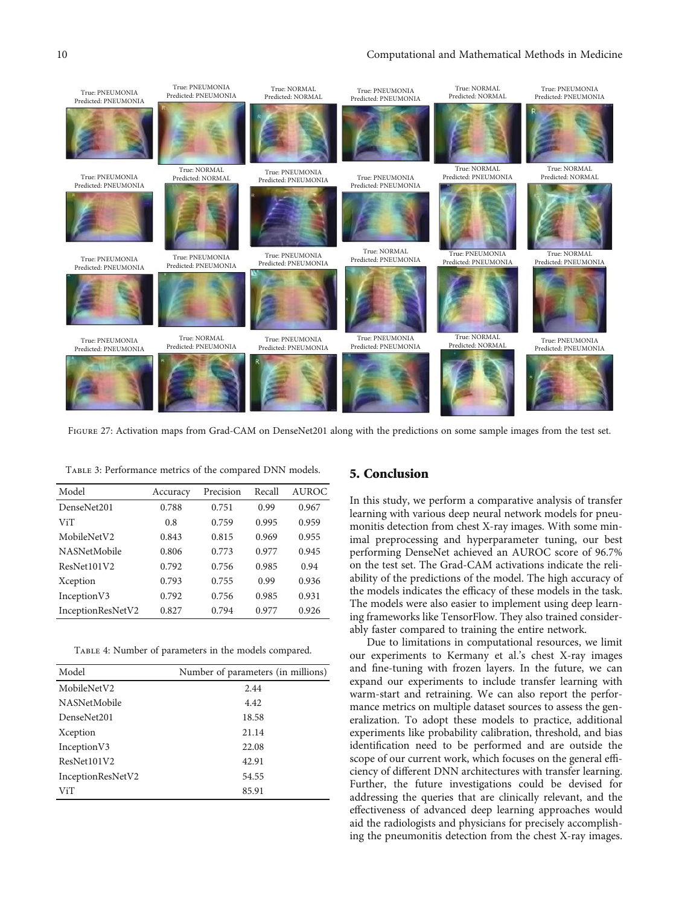True: PNEUMONIA Predicted: PNEUMONIA | True: PNEUMONIA Predicted: PNEUMONIA | True: NORMAL Predicted: NORMAL | True: PNEUMONIA Predicted: PNEUMONIA | True: NORMAL Predicted: NORMAL | True: PNEUMONIA Predicted: PNEUMONIA

True: PNEUMONIA Predicted: PNEUMONIA | True: NORMAL Predicted: NORMAL | True: PNEUMONIA Predicted: PNEUMONIA | True: PNEUMONIA Predicted: PNEUMONIA | True: NORMAL Predicted: PNEUMONIA | True: NORMAL Predicted: NORMAL

True: PNEUMONIA Predicted: PNEUMONIA | True: PNEUMONIA Predicted: PNEUMONIA | True: PNEUMONIA Predicted: PNEUMONIA | True: NORMAL Predicted: PNEUMONIA | True: PNEUMONIA Predicted: PNEUMONIA | True: NORMAL Predicted: PNEUMONIA

True: PNEUMONIA Predicted: PNEUMONIA | True: NORMAL Predicted: PNEUMONIA | True: PNEUMONIA Predicted: PNEUMONIA | True: PNEUMONIA Predicted: PNEUMONIA | True: NORMAL Predicted: NORMAL | True: PNEUMONIA Predicted: PNEUMONIA

Figure 27: Activation maps from Grad-CAM on DenseNet201 along with the predictions on some sample images from the test set.

Table 3: Performance metrics of the compared DNN models.

| Model | Accuracy | Precision | Recall | AUROC |
|---|---|---|---|---|
| DenseNet201 | 0.788 | 0.751 | 0.99 | 0.967 |
| ViT | 0.8 | 0.759 | 0.995 | 0.959 |
| MobileNetV2 | 0.843 | 0.815 | 0.969 | 0.955 |
| NASNetMobile | 0.806 | 0.773 | 0.977 | 0.945 |
| ResNet101V2 | 0.792 | 0.756 | 0.985 | 0.94 |
| Xception | 0.793 | 0.755 | 0.99 | 0.936 |
| InceptionV3 | 0.792 | 0.756 | 0.985 | 0.931 |
| InceptionResNetV2 | 0.827 | 0.794 | 0.977 | 0.926 |

Table 4: Number of parameters in the models compared.

| Model | Number of parameters (in millions) |
|---|---|
| MobileNetV2 | 2.44 |
| NASNetMobile | 4.42 |
| DenseNet201 | 18.58 |
| Xception | 21.14 |
| InceptionV3 | 22.08 |
| ResNet101V2 | 42.91 |
| InceptionResNetV2 | 54.55 |
| ViT | 85.91 |

## 5. Conclusion

In this study, we perform a comparative analysis of transfer learning with various deep neural network models for pneumonitis detection from chest X-ray images. With some minimal preprocessing and hyperparameter tuning, our best performing DenseNet achieved an AUROC score of 96.7% on the test set. The Grad-CAM activations indicate the reliability of the predictions of the model. The high accuracy of the models indicates the efficacy of these models in the task. The models were also easier to implement using deep learning frameworks like TensorFlow. They also trained considerably faster compared to training the entire network.

Due to limitations in computational resources, we limit our experiments to Kermany et al.'s chest X-ray images and fine-tuning with frozen layers. In the future, we can expand our experiments to include transfer learning with warm-start and retraining. We can also report the performance metrics on multiple dataset sources to assess the generalization. To adopt these models to practice, additional experiments like probability calibration, threshold, and bias identification need to be performed and are outside the scope of our current work, which focuses on the general efficiency of different DNN architectures with transfer learning. Further, the future investigations could be devised for addressing the queries that are clinically relevant, and the effectiveness of advanced deep learning approaches would aid the radiologists and physicians for precisely accomplishing the pneumonitis detection from the chest X-ray images.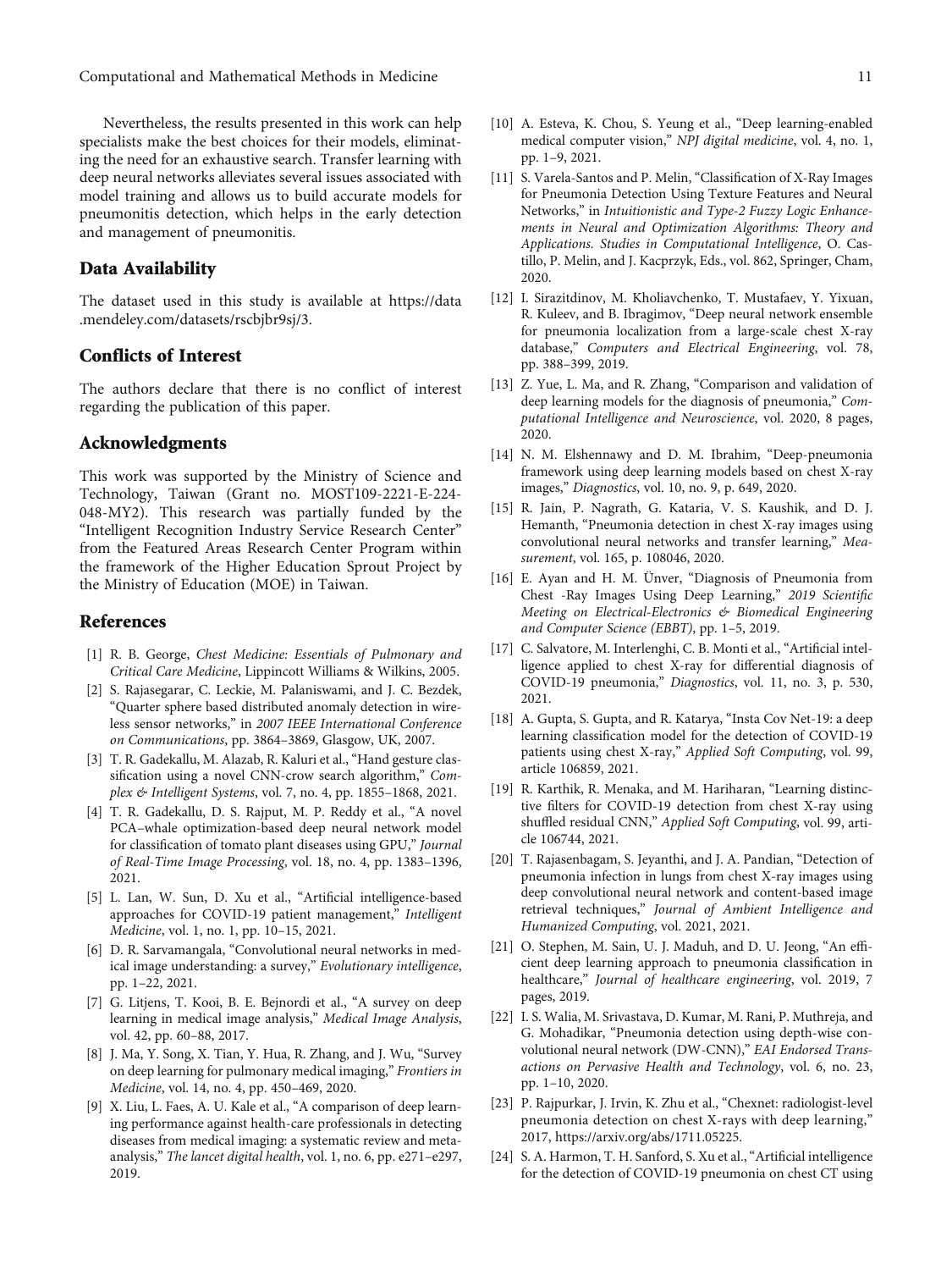Nevertheless, the results presented in this work can help specialists make the best choices for their models, eliminating the need for an exhaustive search. Transfer learning with deep neural networks alleviates several issues associated with model training and allows us to build accurate models for pneumonitis detection, which helps in the early detection and management of pneumonitis.

## Data Availability

The dataset used in this study is available at https://data.mendeley.com/datasets/rscbjbr9sj/3.

## Conflicts of Interest

The authors declare that there is no conflict of interest regarding the publication of this paper.

## Acknowledgments

This work was supported by the Ministry of Science and Technology, Taiwan (Grant no. MOST109-2221-E-224-048-MY2). This research was partially funded by the "Intelligent Recognition Industry Service Research Center" from the Featured Areas Research Center Program within the framework of the Higher Education Sprout Project by the Ministry of Education (MOE) in Taiwan.

## References

[1] R. B. George, *Chest Medicine: Essentials of Pulmonary and Critical Care Medicine*, Lippincott Williams & Wilkins, 2005.

[2] S. Rajasegarar, C. Leckie, M. Palaniswami, and J. C. Bezdek, "Quarter sphere based distributed anomaly detection in wireless sensor networks," in *2007 IEEE International Conference on Communications*, pp. 3864–3869, Glasgow, UK, 2007.

[3] T. R. Gadekallu, M. Alazab, R. Kaluri et al., "Hand gesture classification using a novel CNN-crow search algorithm," *Complex & Intelligent Systems*, vol. 7, no. 4, pp. 1855–1868, 2021.

[4] T. R. Gadekallu, D. S. Rajput, M. P. Reddy et al., "A novel PCA–whale optimization-based deep neural network model for classification of tomato plant diseases using GPU," *Journal of Real-Time Image Processing*, vol. 18, no. 4, pp. 1383–1396, 2021.

[5] L. Lan, W. Sun, D. Xu et al., "Artificial intelligence-based approaches for COVID-19 patient management," *Intelligent Medicine*, vol. 1, no. 1, pp. 10–15, 2021.

[6] D. R. Sarvamangala, "Convolutional neural networks in medical image understanding: a survey," *Evolutionary intelligence*, pp. 1–22, 2021.

[7] G. Litjens, T. Kooi, B. E. Bejnordi et al., "A survey on deep learning in medical image analysis," *Medical Image Analysis*, vol. 42, pp. 60–88, 2017.

[8] J. Ma, Y. Song, X. Tian, Y. Hua, R. Zhang, and J. Wu, "Survey on deep learning for pulmonary medical imaging," *Frontiers in Medicine*, vol. 14, no. 4, pp. 450–469, 2020.

[9] X. Liu, L. Faes, A. U. Kale et al., "A comparison of deep learning performance against health-care professionals in detecting diseases from medical imaging: a systematic review and meta-analysis," *The lancet digital health*, vol. 1, no. 6, pp. e271–e297, 2019.

[10] A. Esteva, K. Chou, S. Yeung et al., "Deep learning-enabled medical computer vision," *NPJ digital medicine*, vol. 4, no. 1, pp. 1–9, 2021.

[11] S. Varela-Santos and P. Melin, "Classification of X-Ray Images for Pneumonia Detection Using Texture Features and Neural Networks," in *Intuitionistic and Type-2 Fuzzy Logic Enhancements in Neural and Optimization Algorithms: Theory and Applications. Studies in Computational Intelligence*, O. Castillo, P. Melin, and J. Kacprzyk, Eds., vol. 862, Springer, Cham, 2020.

[12] I. Sirazitdinov, M. Kholiavchenko, T. Mustafaev, Y. Yixuan, R. Kuleev, and B. Ibragimov, "Deep neural network ensemble for pneumonia localization from a large-scale chest X-ray database," *Computers and Electrical Engineering*, vol. 78, pp. 388–399, 2019.

[13] Z. Yue, L. Ma, and R. Zhang, "Comparison and validation of deep learning models for the diagnosis of pneumonia," *Computational Intelligence and Neuroscience*, vol. 2020, 8 pages, 2020.

[14] N. M. Elshennawy and D. M. Ibrahim, "Deep-pneumonia framework using deep learning models based on chest X-ray images," *Diagnostics*, vol. 10, no. 9, p. 649, 2020.

[15] R. Jain, P. Nagrath, G. Kataria, V. S. Kaushik, and D. J. Hemanth, "Pneumonia detection in chest X-ray images using convolutional neural networks and transfer learning," *Measurement*, vol. 165, p. 108046, 2020.

[16] E. Ayan and H. M. Ünver, "Diagnosis of Pneumonia from Chest -Ray Images Using Deep Learning," *2019 Scientific Meeting on Electrical-Electronics & Biomedical Engineering and Computer Science (EBBT)*, pp. 1–5, 2019.

[17] C. Salvatore, M. Interlenghi, C. B. Monti et al., "Artificial intelligence applied to chest X-ray for differential diagnosis of COVID-19 pneumonia," *Diagnostics*, vol. 11, no. 3, p. 530, 2021.

[18] A. Gupta, S. Gupta, and R. Katarya, "Insta Cov Net-19: a deep learning classification model for the detection of COVID-19 patients using chest X-ray," *Applied Soft Computing*, vol. 99, article 106859, 2021.

[19] R. Karthik, R. Menaka, and M. Hariharan, "Learning distinctive filters for COVID-19 detection from chest X-ray using shuffled residual CNN," *Applied Soft Computing*, vol. 99, article 106744, 2021.

[20] T. Rajasenbagam, S. Jeyanthi, and J. A. Pandian, "Detection of pneumonia infection in lungs from chest X-ray images using deep convolutional neural network and content-based image retrieval techniques," *Journal of Ambient Intelligence and Humanized Computing*, vol. 2021, 2021.

[21] O. Stephen, M. Sain, U. J. Maduh, and D. U. Jeong, "An efficient deep learning approach to pneumonia classification in healthcare," *Journal of healthcare engineering*, vol. 2019, 7 pages, 2019.

[22] I. S. Walia, M. Srivastava, D. Kumar, M. Rani, P. Muthreja, and G. Mohadikar, "Pneumonia detection using depth-wise convolutional neural network (DW-CNN)," *EAI Endorsed Transactions on Pervasive Health and Technology*, vol. 6, no. 23, pp. 1–10, 2020.

[23] P. Rajpurkar, J. Irvin, K. Zhu et al., "Chexnet: radiologist-level pneumonia detection on chest X-rays with deep learning," 2017, https://arxiv.org/abs/1711.05225.

[24] S. A. Harmon, T. H. Sanford, S. Xu et al., "Artificial intelligence for the detection of COVID-19 pneumonia on chest CT using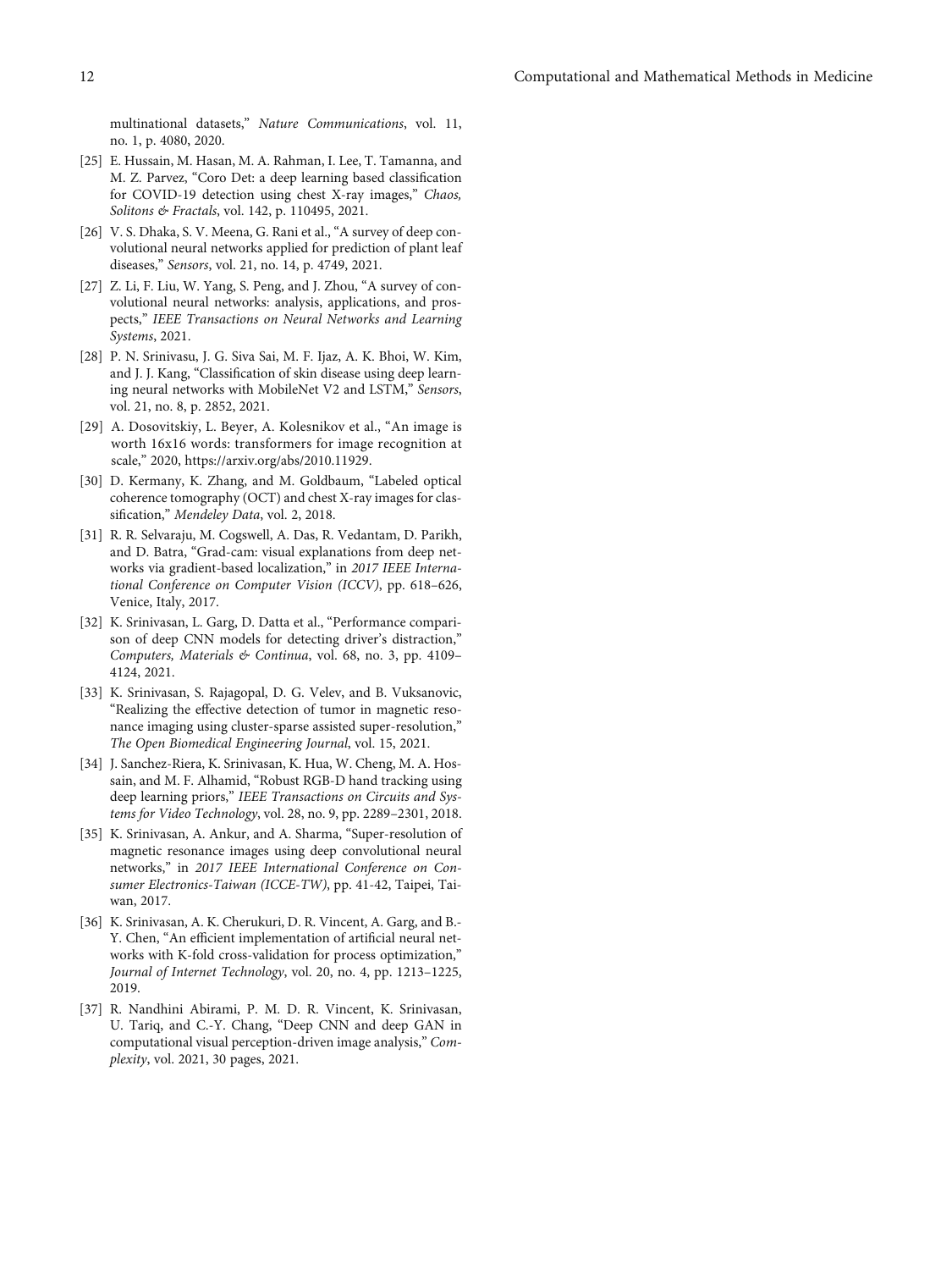multinational datasets," *Nature Communications*, vol. 11, no. 1, p. 4080, 2020.

[25] E. Hussain, M. Hasan, M. A. Rahman, I. Lee, T. Tamanna, and M. Z. Parvez, "Coro Det: a deep learning based classification for COVID-19 detection using chest X-ray images," *Chaos, Solitons & Fractals*, vol. 142, p. 110495, 2021.

[26] V. S. Dhaka, S. V. Meena, G. Rani et al., "A survey of deep convolutional neural networks applied for prediction of plant leaf diseases," *Sensors*, vol. 21, no. 14, p. 4749, 2021.

[27] Z. Li, F. Liu, W. Yang, S. Peng, and J. Zhou, "A survey of convolutional neural networks: analysis, applications, and prospects," *IEEE Transactions on Neural Networks and Learning Systems*, 2021.

[28] P. N. Srinivasu, J. G. Siva Sai, M. F. Ijaz, A. K. Bhoi, W. Kim, and J. J. Kang, "Classification of skin disease using deep learning neural networks with MobileNet V2 and LSTM," *Sensors*, vol. 21, no. 8, p. 2852, 2021.

[29] A. Dosovitskiy, L. Beyer, A. Kolesnikov et al., "An image is worth 16x16 words: transformers for image recognition at scale," 2020, https://arxiv.org/abs/2010.11929.

[30] D. Kermany, K. Zhang, and M. Goldbaum, "Labeled optical coherence tomography (OCT) and chest X-ray images for classification," *Mendeley Data*, vol. 2, 2018.

[31] R. R. Selvaraju, M. Cogswell, A. Das, R. Vedantam, D. Parikh, and D. Batra, "Grad-cam: visual explanations from deep networks via gradient-based localization," in *2017 IEEE International Conference on Computer Vision (ICCV)*, pp. 618–626, Venice, Italy, 2017.

[32] K. Srinivasan, L. Garg, D. Datta et al., "Performance comparison of deep CNN models for detecting driver's distraction," *Computers, Materials & Continua*, vol. 68, no. 3, pp. 4109–4124, 2021.

[33] K. Srinivasan, S. Rajagopal, D. G. Velev, and B. Vuksanovic, "Realizing the effective detection of tumor in magnetic resonance imaging using cluster-sparse assisted super-resolution," *The Open Biomedical Engineering Journal*, vol. 15, 2021.

[34] J. Sanchez-Riera, K. Srinivasan, K. Hua, W. Cheng, M. A. Hossain, and M. F. Alhamid, "Robust RGB-D hand tracking using deep learning priors," *IEEE Transactions on Circuits and Systems for Video Technology*, vol. 28, no. 9, pp. 2289–2301, 2018.

[35] K. Srinivasan, A. Ankur, and A. Sharma, "Super-resolution of magnetic resonance images using deep convolutional neural networks," in *2017 IEEE International Conference on Consumer Electronics-Taiwan (ICCE-TW)*, pp. 41-42, Taipei, Taiwan, 2017.

[36] K. Srinivasan, A. K. Cherukuri, D. R. Vincent, A. Garg, and B.-Y. Chen, "An efficient implementation of artificial neural networks with K-fold cross-validation for process optimization," *Journal of Internet Technology*, vol. 20, no. 4, pp. 1213–1225, 2019.

[37] R. Nandhini Abirami, P. M. D. R. Vincent, K. Srinivasan, U. Tariq, and C.-Y. Chang, "Deep CNN and deep GAN in computational visual perception-driven image analysis," *Complexity*, vol. 2021, 30 pages, 2021.